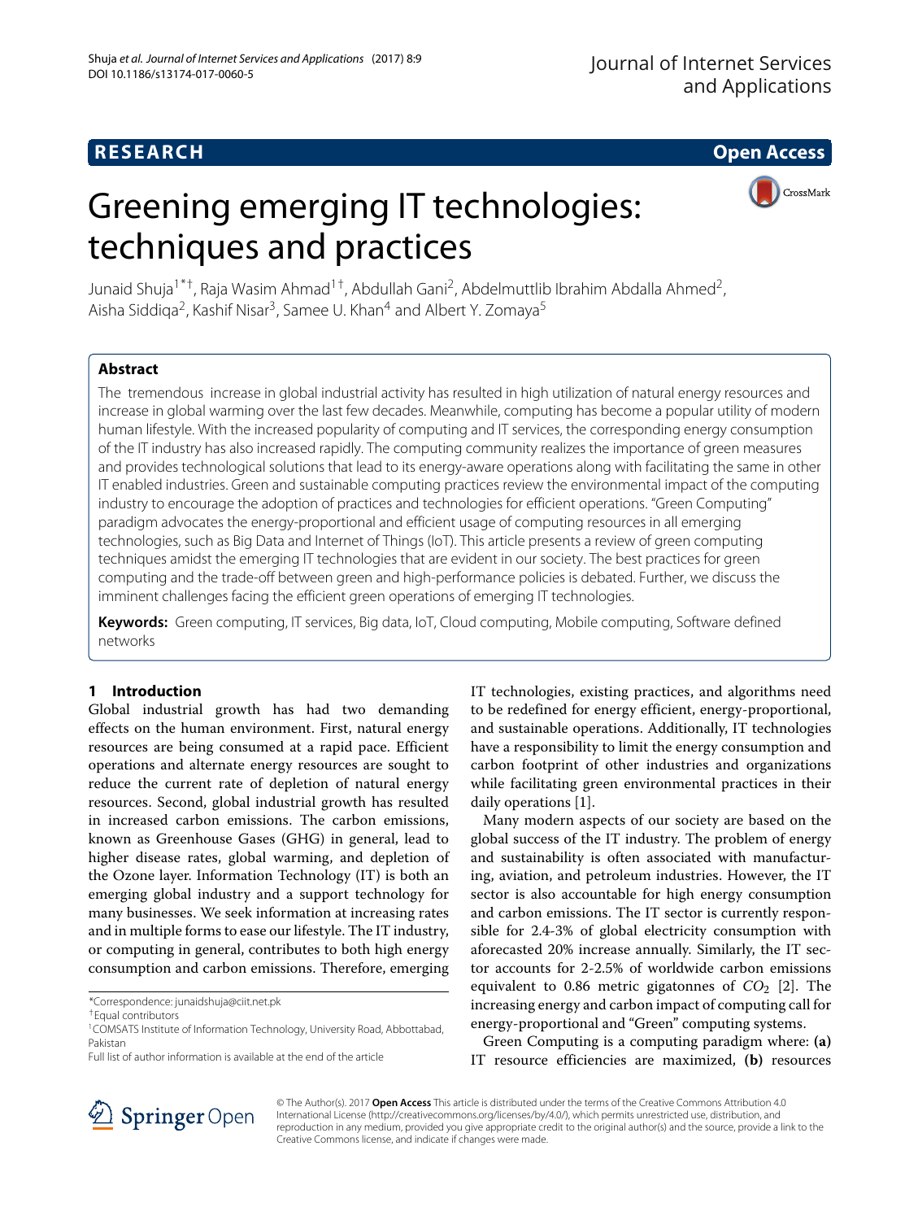RESEARCH | Open Access

# Greening emerging IT technologies: techniques and practices

Junaid Shuja[1*†], Raja Wasim Ahmad[1†], Abdullah Gani[2], Abdelmuttlib Ibrahim Abdalla Ahmed[2], Aisha Siddiqa[2], Kashif Nisar[3], Samee U. Khan[4] and Albert Y. Zomaya[5]

## Abstract

The tremendous increase in global industrial activity has resulted in high utilization of natural energy resources and increase in global warming over the last few decades. Meanwhile, computing has become a popular utility of modern human lifestyle. With the increased popularity of computing and IT services, the corresponding energy consumption of the IT industry has also increased rapidly. The computing community realizes the importance of green measures and provides technological solutions that lead to its energy-aware operations along with facilitating the same in other IT enabled industries. Green and sustainable computing practices review the environmental impact of the computing industry to encourage the adoption of practices and technologies for efficient operations. "Green Computing" paradigm advocates the energy-proportional and efficient usage of computing resources in all emerging technologies, such as Big Data and Internet of Things (IoT). This article presents a review of green computing techniques amidst the emerging IT technologies that are evident in our society. The best practices for green computing and the trade-off between green and high-performance policies is debated. Further, we discuss the imminent challenges facing the efficient green operations of emerging IT technologies.

**Keywords:** Green computing, IT services, Big data, IoT, Cloud computing, Mobile computing, Software defined networks

## 1 Introduction

Global industrial growth has had two demanding effects on the human environment. First, natural energy resources are being consumed at a rapid pace. Efficient operations and alternate energy resources are sought to reduce the current rate of depletion of natural energy resources. Second, global industrial growth has resulted in increased carbon emissions. The carbon emissions, known as Greenhouse Gases (GHG) in general, lead to higher disease rates, global warming, and depletion of the Ozone layer. Information Technology (IT) is both an emerging global industry and a support technology for many businesses. We seek information at increasing rates and in multiple forms to ease our lifestyle. The IT industry, or computing in general, contributes to both high energy consumption and carbon emissions. Therefore, emerging IT technologies, existing practices, and algorithms need to be redefined for energy efficient, energy-proportional, and sustainable operations. Additionally, IT technologies have a responsibility to limit the energy consumption and carbon footprint of other industries and organizations while facilitating green environmental practices in their daily operations [1].

Many modern aspects of our society are based on the global success of the IT industry. The problem of energy and sustainability is often associated with manufacturing, aviation, and petroleum industries. However, the IT sector is also accountable for high energy consumption and carbon emissions. The IT sector is currently responsible for 2.4-3% of global electricity consumption with aforecasted 20% increase annually. Similarly, the IT sector accounts for 2-2.5% of worldwide carbon emissions equivalent to 0.86 metric gigatonnes of $CO_2$ [2]. The increasing energy and carbon impact of computing call for energy-proportional and "Green" computing systems.

Green Computing is a computing paradigm where: **(a)** IT resource efficiencies are maximized, **(b)** resources

*Correspondence: junaidshuja@ciit.net.pk
†Equal contributors
[1]COMSATS Institute of Information Technology, University Road, Abbottabad, Pakistan
Full list of author information is available at the end of the article

© The Author(s). 2017 **Open Access** This article is distributed under the terms of the Creative Commons Attribution 4.0 International License (http://creativecommons.org/licenses/by/4.0/), which permits unrestricted use, distribution, and reproduction in any medium, provided you give appropriate credit to the original author(s) and the source, provide a link to the Creative Commons license, and indicate if changes were made.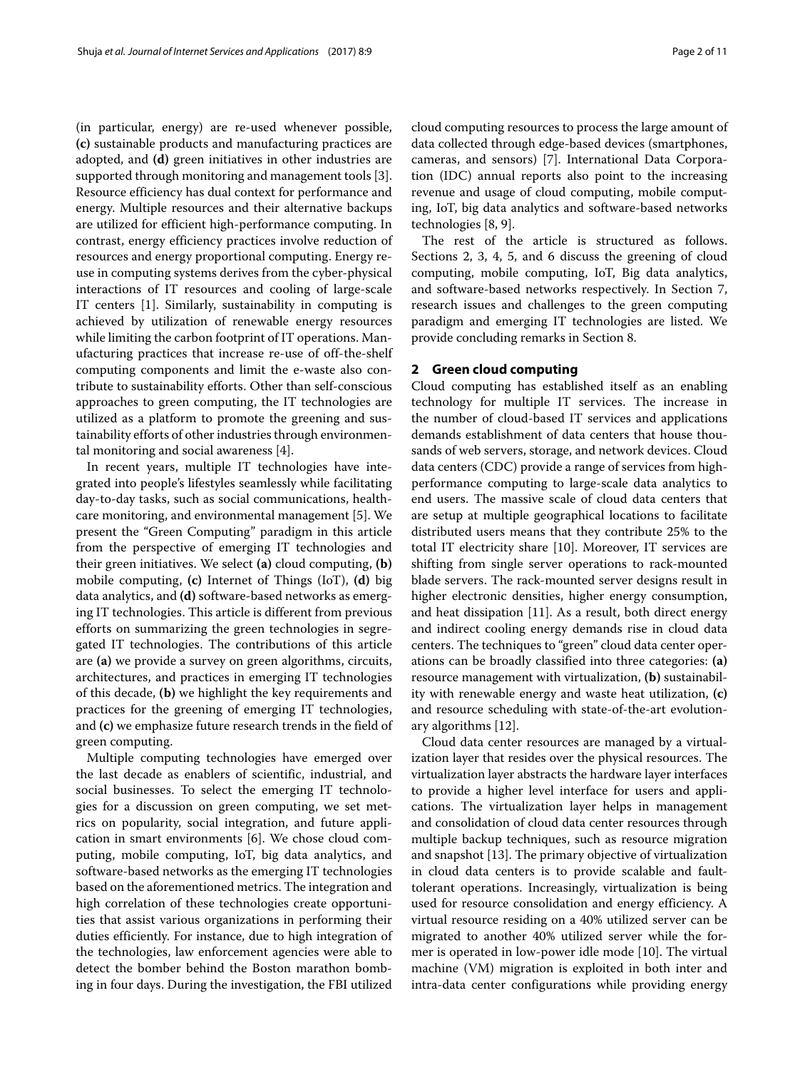(in particular, energy) are re-used whenever possible, **(c)** sustainable products and manufacturing practices are adopted, and **(d)** green initiatives in other industries are supported through monitoring and management tools [3]. Resource efficiency has dual context for performance and energy. Multiple resources and their alternative backups are utilized for efficient high-performance computing. In contrast, energy efficiency practices involve reduction of resources and energy proportional computing. Energy re-use in computing systems derives from the cyber-physical interactions of IT resources and cooling of large-scale IT centers [1]. Similarly, sustainability in computing is achieved by utilization of renewable energy resources while limiting the carbon footprint of IT operations. Manufacturing practices that increase re-use of off-the-shelf computing components and limit the e-waste also contribute to sustainability efforts. Other than self-conscious approaches to green computing, the IT technologies are utilized as a platform to promote the greening and sustainability efforts of other industries through environmental monitoring and social awareness [4].

In recent years, multiple IT technologies have integrated into people's lifestyles seamlessly while facilitating day-to-day tasks, such as social communications, healthcare monitoring, and environmental management [5]. We present the "Green Computing" paradigm in this article from the perspective of emerging IT technologies and their green initiatives. We select **(a)** cloud computing, **(b)** mobile computing, **(c)** Internet of Things (IoT), **(d)** big data analytics, and **(d)** software-based networks as emerging IT technologies. This article is different from previous efforts on summarizing the green technologies in segregated IT technologies. The contributions of this article are **(a)** we provide a survey on green algorithms, circuits, architectures, and practices in emerging IT technologies of this decade, **(b)** we highlight the key requirements and practices for the greening of emerging IT technologies, and **(c)** we emphasize future research trends in the field of green computing.

Multiple computing technologies have emerged over the last decade as enablers of scientific, industrial, and social businesses. To select the emerging IT technologies for a discussion on green computing, we set metrics on popularity, social integration, and future application in smart environments [6]. We chose cloud computing, mobile computing, IoT, big data analytics, and software-based networks as the emerging IT technologies based on the aforementioned metrics. The integration and high correlation of these technologies create opportunities that assist various organizations in performing their duties efficiently. For instance, due to high integration of the technologies, law enforcement agencies were able to detect the bomber behind the Boston marathon bombing in four days. During the investigation, the FBI utilized cloud computing resources to process the large amount of data collected through edge-based devices (smartphones, cameras, and sensors) [7]. International Data Corporation (IDC) annual reports also point to the increasing revenue and usage of cloud computing, mobile computing, IoT, big data analytics and software-based networks technologies [8, 9].

The rest of the article is structured as follows. Sections 2, 3, 4, 5, and 6 discuss the greening of cloud computing, mobile computing, IoT, Big data analytics, and software-based networks respectively. In Section 7, research issues and challenges to the green computing paradigm and emerging IT technologies are listed. We provide concluding remarks in Section 8.

## 2 Green cloud computing

Cloud computing has established itself as an enabling technology for multiple IT services. The increase in the number of cloud-based IT services and applications demands establishment of data centers that house thousands of web servers, storage, and network devices. Cloud data centers (CDC) provide a range of services from high-performance computing to large-scale data analytics to end users. The massive scale of cloud data centers that are setup at multiple geographical locations to facilitate distributed users means that they contribute 25% to the total IT electricity share [10]. Moreover, IT services are shifting from single server operations to rack-mounted blade servers. The rack-mounted server designs result in higher electronic densities, higher energy consumption, and heat dissipation [11]. As a result, both direct energy and indirect cooling energy demands rise in cloud data centers. The techniques to "green" cloud data center operations can be broadly classified into three categories: **(a)** resource management with virtualization, **(b)** sustainability with renewable energy and waste heat utilization, **(c)** and resource scheduling with state-of-the-art evolutionary algorithms [12].

Cloud data center resources are managed by a virtualization layer that resides over the physical resources. The virtualization layer abstracts the hardware layer interfaces to provide a higher level interface for users and applications. The virtualization layer helps in management and consolidation of cloud data center resources through multiple backup techniques, such as resource migration and snapshot [13]. The primary objective of virtualization in cloud data centers is to provide scalable and fault-tolerant operations. Increasingly, virtualization is being used for resource consolidation and energy efficiency. A virtual resource residing on a 40% utilized server can be migrated to another 40% utilized server while the former is operated in low-power idle mode [10]. The virtual machine (VM) migration is exploited in both inter and intra-data center configurations while providing energy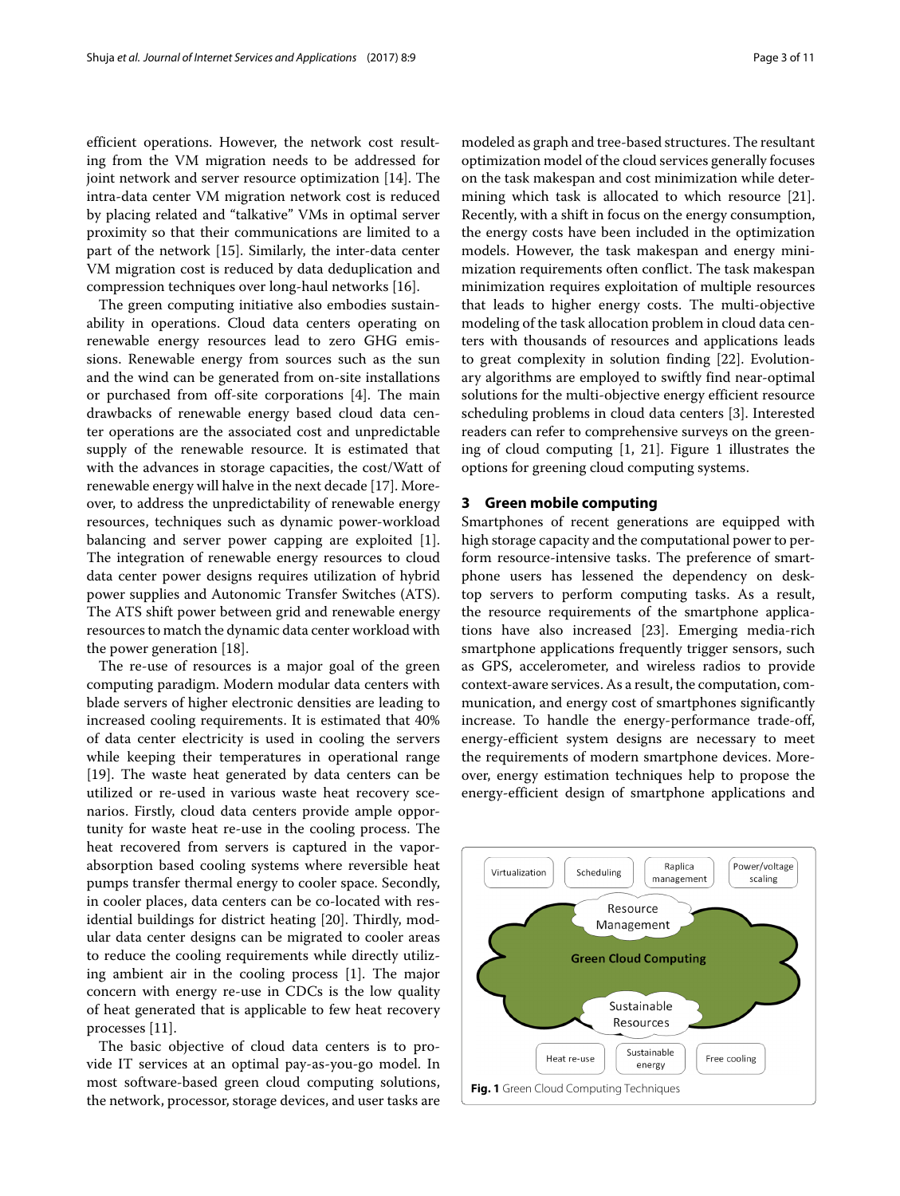efficient operations. However, the network cost resulting from the VM migration needs to be addressed for joint network and server resource optimization [14]. The intra-data center VM migration network cost is reduced by placing related and "talkative" VMs in optimal server proximity so that their communications are limited to a part of the network [15]. Similarly, the inter-data center VM migration cost is reduced by data deduplication and compression techniques over long-haul networks [16].

The green computing initiative also embodies sustainability in operations. Cloud data centers operating on renewable energy resources lead to zero GHG emissions. Renewable energy from sources such as the sun and the wind can be generated from on-site installations or purchased from off-site corporations [4]. The main drawbacks of renewable energy based cloud data center operations are the associated cost and unpredictable supply of the renewable resource. It is estimated that with the advances in storage capacities, the cost/Watt of renewable energy will halve in the next decade [17]. Moreover, to address the unpredictability of renewable energy resources, techniques such as dynamic power-workload balancing and server power capping are exploited [1]. The integration of renewable energy resources to cloud data center power designs requires utilization of hybrid power supplies and Autonomic Transfer Switches (ATS). The ATS shift power between grid and renewable energy resources to match the dynamic data center workload with the power generation [18].

The re-use of resources is a major goal of the green computing paradigm. Modern modular data centers with blade servers of higher electronic densities are leading to increased cooling requirements. It is estimated that 40% of data center electricity is used in cooling the servers while keeping their temperatures in operational range [19]. The waste heat generated by data centers can be utilized or re-used in various waste heat recovery scenarios. Firstly, cloud data centers provide ample opportunity for waste heat re-use in the cooling process. The heat recovered from servers is captured in the vapor-absorption based cooling systems where reversible heat pumps transfer thermal energy to cooler space. Secondly, in cooler places, data centers can be co-located with residential buildings for district heating [20]. Thirdly, modular data center designs can be migrated to cooler areas to reduce the cooling requirements while directly utilizing ambient air in the cooling process [1]. The major concern with energy re-use in CDCs is the low quality of heat generated that is applicable to few heat recovery processes [11].

The basic objective of cloud data centers is to provide IT services at an optimal pay-as-you-go model. In most software-based green cloud computing solutions, the network, processor, storage devices, and user tasks are modeled as graph and tree-based structures. The resultant optimization model of the cloud services generally focuses on the task makespan and cost minimization while determining which task is allocated to which resource [21]. Recently, with a shift in focus on the energy consumption, the energy costs have been included in the optimization models. However, the task makespan and energy minimization requirements often conflict. The task makespan minimization requires exploitation of multiple resources that leads to higher energy costs. The multi-objective modeling of the task allocation problem in cloud data centers with thousands of resources and applications leads to great complexity in solution finding [22]. Evolutionary algorithms are employed to swiftly find near-optimal solutions for the multi-objective energy efficient resource scheduling problems in cloud data centers [3]. Interested readers can refer to comprehensive surveys on the greening of cloud computing [1, 21]. Figure 1 illustrates the options for greening cloud computing systems.

## 3 Green mobile computing

Smartphones of recent generations are equipped with high storage capacity and the computational power to perform resource-intensive tasks. The preference of smartphone users has lessened the dependency on desktop servers to perform computing tasks. As a result, the resource requirements of the smartphone applications have also increased [23]. Emerging media-rich smartphone applications frequently trigger sensors, such as GPS, accelerometer, and wireless radios to provide context-aware services. As a result, the computation, communication, and energy cost of smartphones significantly increase. To handle the energy-performance trade-off, energy-efficient system designs are necessary to meet the requirements of modern smartphone devices. Moreover, energy estimation techniques help to propose the energy-efficient design of smartphone applications and

**Fig. 1** Green Cloud Computing Techniques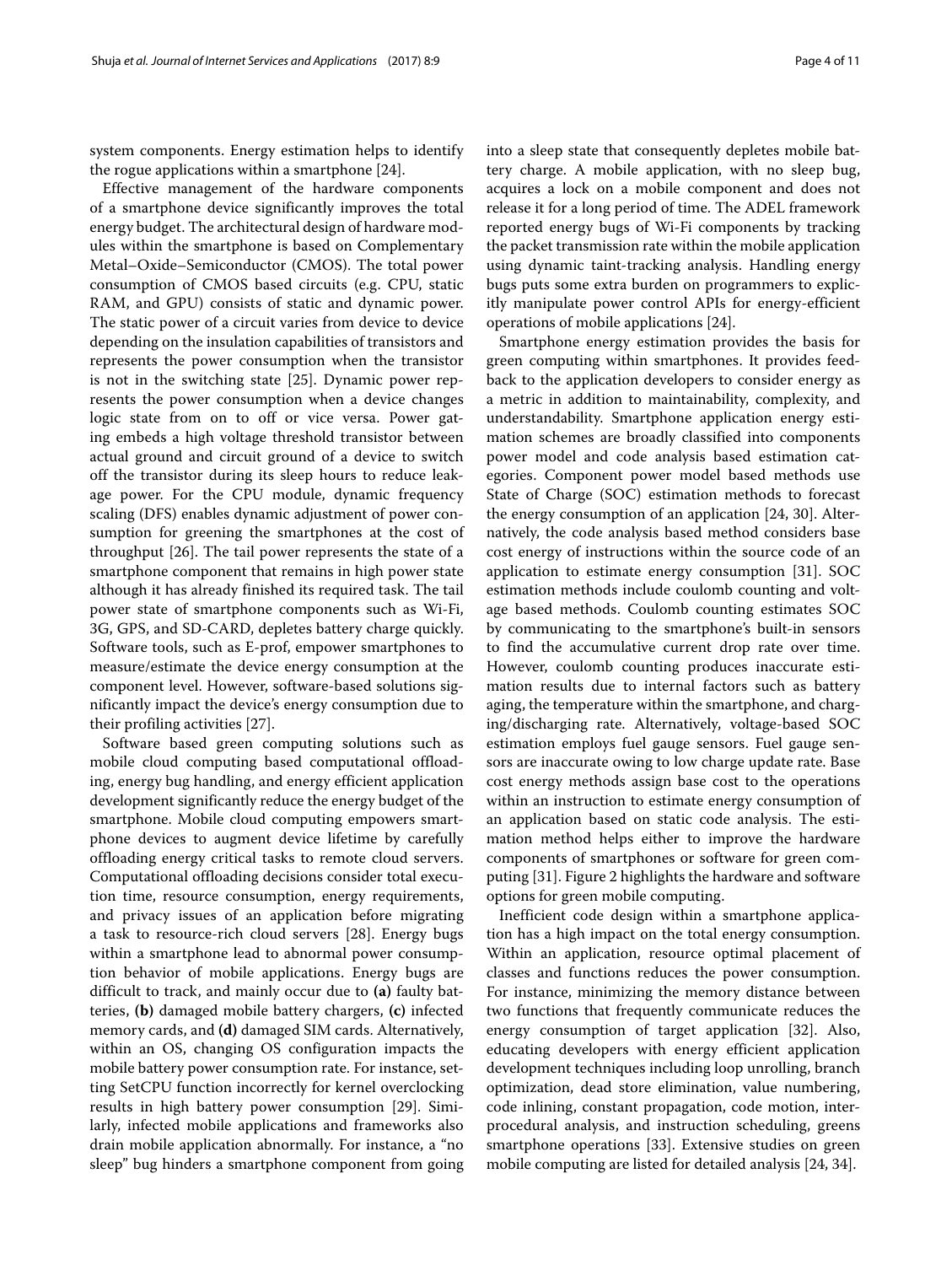system components. Energy estimation helps to identify the rogue applications within a smartphone [24].

Effective management of the hardware components of a smartphone device significantly improves the total energy budget. The architectural design of hardware modules within the smartphone is based on Complementary Metal–Oxide–Semiconductor (CMOS). The total power consumption of CMOS based circuits (e.g. CPU, static RAM, and GPU) consists of static and dynamic power. The static power of a circuit varies from device to device depending on the insulation capabilities of transistors and represents the power consumption when the transistor is not in the switching state [25]. Dynamic power represents the power consumption when a device changes logic state from on to off or vice versa. Power gating embeds a high voltage threshold transistor between actual ground and circuit ground of a device to switch off the transistor during its sleep hours to reduce leakage power. For the CPU module, dynamic frequency scaling (DFS) enables dynamic adjustment of power consumption for greening the smartphones at the cost of throughput [26]. The tail power represents the state of a smartphone component that remains in high power state although it has already finished its required task. The tail power state of smartphone components such as Wi-Fi, 3G, GPS, and SD-CARD, depletes battery charge quickly. Software tools, such as E-prof, empower smartphones to measure/estimate the device energy consumption at the component level. However, software-based solutions significantly impact the device's energy consumption due to their profiling activities [27].

Software based green computing solutions such as mobile cloud computing based computational offloading, energy bug handling, and energy efficient application development significantly reduce the energy budget of the smartphone. Mobile cloud computing empowers smartphone devices to augment device lifetime by carefully offloading energy critical tasks to remote cloud servers. Computational offloading decisions consider total execution time, resource consumption, energy requirements, and privacy issues of an application before migrating a task to resource-rich cloud servers [28]. Energy bugs within a smartphone lead to abnormal power consumption behavior of mobile applications. Energy bugs are difficult to track, and mainly occur due to **(a)** faulty batteries, **(b)** damaged mobile battery chargers, **(c)** infected memory cards, and **(d)** damaged SIM cards. Alternatively, within an OS, changing OS configuration impacts the mobile battery power consumption rate. For instance, setting SetCPU function incorrectly for kernel overclocking results in high battery power consumption [29]. Similarly, infected mobile applications and frameworks also drain mobile application abnormally. For instance, a "no sleep" bug hinders a smartphone component from going into a sleep state that consequently depletes mobile battery charge. A mobile application, with no sleep bug, acquires a lock on a mobile component and does not release it for a long period of time. The ADEL framework reported energy bugs of Wi-Fi components by tracking the packet transmission rate within the mobile application using dynamic taint-tracking analysis. Handling energy bugs puts some extra burden on programmers to explicitly manipulate power control APIs for energy-efficient operations of mobile applications [24].

Smartphone energy estimation provides the basis for green computing within smartphones. It provides feedback to the application developers to consider energy as a metric in addition to maintainability, complexity, and understandability. Smartphone application energy estimation schemes are broadly classified into components power model and code analysis based estimation categories. Component power model based methods use State of Charge (SOC) estimation methods to forecast the energy consumption of an application [24, 30]. Alternatively, the code analysis based method considers base cost energy of instructions within the source code of an application to estimate energy consumption [31]. SOC estimation methods include coulomb counting and voltage based methods. Coulomb counting estimates SOC by communicating to the smartphone's built-in sensors to find the accumulative current drop rate over time. However, coulomb counting produces inaccurate estimation results due to internal factors such as battery aging, the temperature within the smartphone, and charging/discharging rate. Alternatively, voltage-based SOC estimation employs fuel gauge sensors. Fuel gauge sensors are inaccurate owing to low charge update rate. Base cost energy methods assign base cost to the operations within an instruction to estimate energy consumption of an application based on static code analysis. The estimation method helps either to improve the hardware components of smartphones or software for green computing [31]. Figure 2 highlights the hardware and software options for green mobile computing.

Inefficient code design within a smartphone application has a high impact on the total energy consumption. Within an application, resource optimal placement of classes and functions reduces the power consumption. For instance, minimizing the memory distance between two functions that frequently communicate reduces the energy consumption of target application [32]. Also, educating developers with energy efficient application development techniques including loop unrolling, branch optimization, dead store elimination, value numbering, code inlining, constant propagation, code motion, interprocedural analysis, and instruction scheduling, greens smartphone operations [33]. Extensive studies on green mobile computing are listed for detailed analysis [24, 34].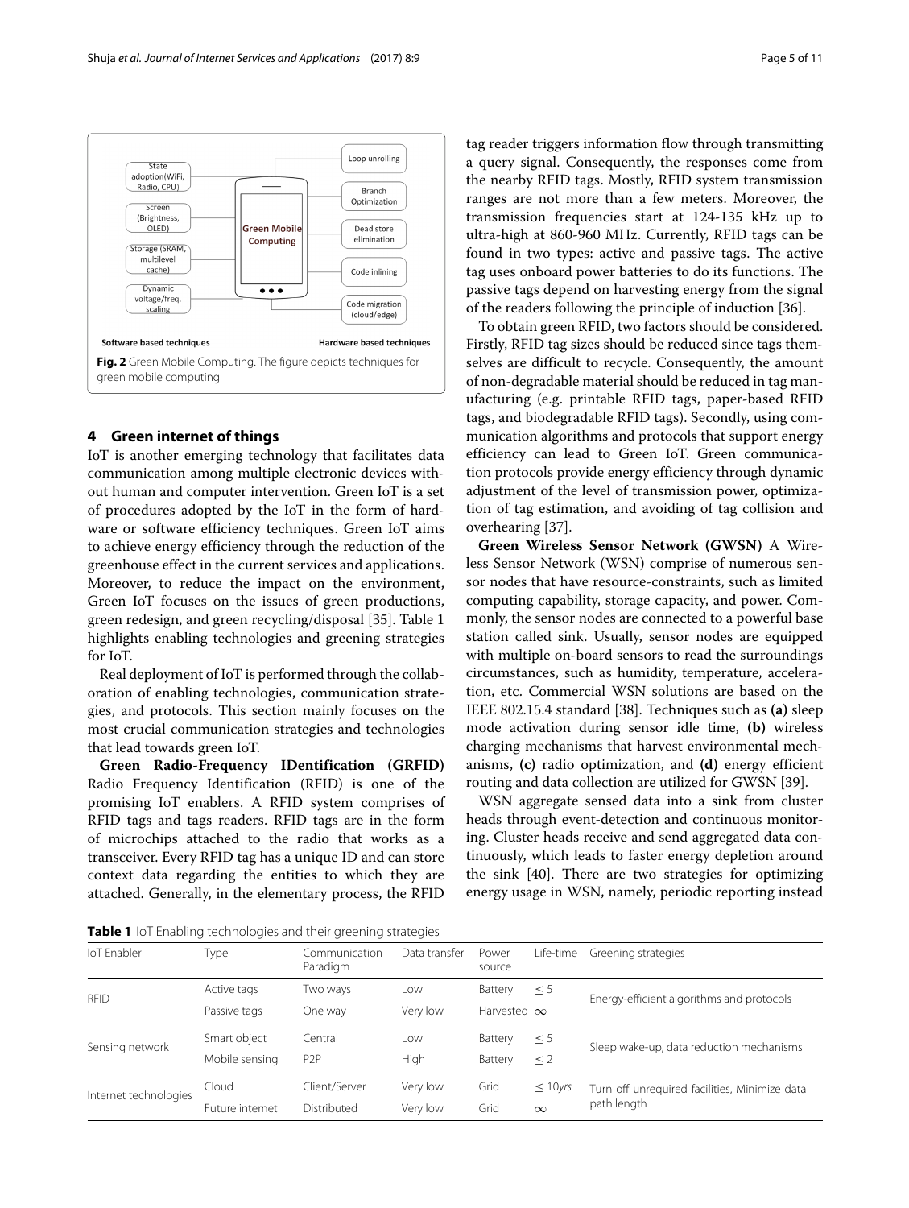State adoption(WiFi, Radio, CPU)

Screen (Brightness, OLED)

Storage (SRAM, multilevel cache)

Dynamic voltage/freq. scaling

Green Mobile Computing

Loop unrolling

Branch Optimization

Dead store elimination

Code inlining

Code migration (cloud/edge)

Software based techniques

Hardware based techniques

**Fig. 2** Green Mobile Computing. The figure depicts techniques for green mobile computing

## 4 Green internet of things

IoT is another emerging technology that facilitates data communication among multiple electronic devices without human and computer intervention. Green IoT is a set of procedures adopted by the IoT in the form of hardware or software efficiency techniques. Green IoT aims to achieve energy efficiency through the reduction of the greenhouse effect in the current services and applications. Moreover, to reduce the impact on the environment, Green IoT focuses on the issues of green productions, green redesign, and green recycling/disposal [35]. Table 1 highlights enabling technologies and greening strategies for IoT.

Real deployment of IoT is performed through the collaboration of enabling technologies, communication strategies, and protocols. This section mainly focuses on the most crucial communication strategies and technologies that lead towards green IoT.

**Green Radio-Frequency IDentification (GRFID)** Radio Frequency Identification (RFID) is one of the promising IoT enablers. A RFID system comprises of RFID tags and tags readers. RFID tags are in the form of microchips attached to the radio that works as a transceiver. Every RFID tag has a unique ID and can store context data regarding the entities to which they are attached. Generally, in the elementary process, the RFID tag reader triggers information flow through transmitting a query signal. Consequently, the responses come from the nearby RFID tags. Mostly, RFID system transmission ranges are not more than a few meters. Moreover, the transmission frequencies start at 124-135 kHz up to ultra-high at 860-960 MHz. Currently, RFID tags can be found in two types: active and passive tags. The active tag uses onboard power batteries to do its functions. The passive tags depend on harvesting energy from the signal of the readers following the principle of induction [36].

To obtain green RFID, two factors should be considered. Firstly, RFID tag sizes should be reduced since tags themselves are difficult to recycle. Consequently, the amount of non-degradable material should be reduced in tag manufacturing (e.g. printable RFID tags, paper-based RFID tags, and biodegradable RFID tags). Secondly, using communication algorithms and protocols that support energy efficiency can lead to Green IoT. Green communication protocols provide energy efficiency through dynamic adjustment of the level of transmission power, optimization of tag estimation, and avoiding of tag collision and overhearing [37].

**Green Wireless Sensor Network (GWSN)** A Wireless Sensor Network (WSN) comprise of numerous sensor nodes that have resource-constraints, such as limited computing capability, storage capacity, and power. Commonly, the sensor nodes are connected to a powerful base station called sink. Usually, sensor nodes are equipped with multiple on-board sensors to read the surroundings circumstances, such as humidity, temperature, acceleration, etc. Commercial WSN solutions are based on the IEEE 802.15.4 standard [38]. Techniques such as **(a)** sleep mode activation during sensor idle time, **(b)** wireless charging mechanisms that harvest environmental mechanisms, **(c)** radio optimization, and **(d)** energy efficient routing and data collection are utilized for GWSN [39].

WSN aggregate sensed data into a sink from cluster heads through event-detection and continuous monitoring. Cluster heads receive and send aggregated data continuously, which leads to faster energy depletion around the sink [40]. There are two strategies for optimizing energy usage in WSN, namely, periodic reporting instead

**Table 1** IoT Enabling technologies and their greening strategies

| IoT Enabler | Type | Communication Paradigm | Data transfer | Power source | Life-time | Greening strategies |
|---|---|---|---|---|---|---|
| RFID | Active tags | Two ways | Low | Battery | $\leq 5$ | Energy-efficient algorithms and protocols |
| | Passive tags | One way | Very low | Harvested | $\infty$ | |
| Sensing network | Smart object | Central | Low | Battery | $\leq 5$ | Sleep wake-up, data reduction mechanisms |
| | Mobile sensing | P2P | High | Battery | $\leq 2$ | |
| Internet technologies | Cloud | Client/Server | Very low | Grid | $\leq 10yrs$ | Turn off unrequired facilities, Minimize data path length |
| | Future internet | Distributed | Very low | Grid | $\infty$ | |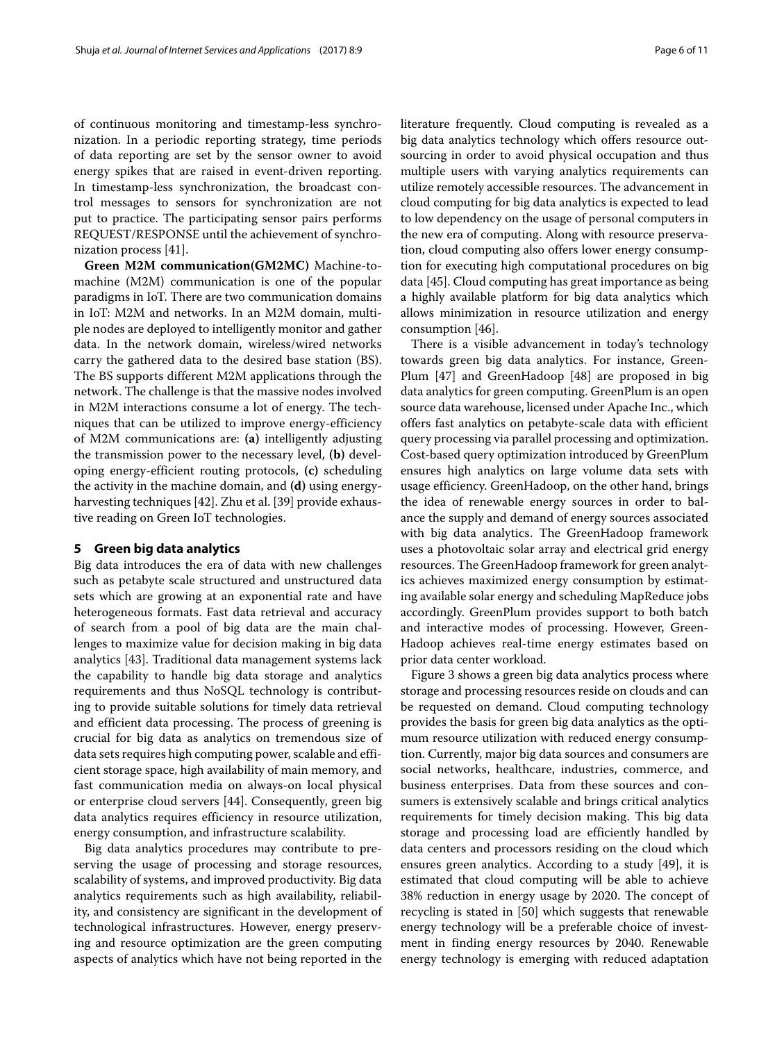of continuous monitoring and timestamp-less synchronization. In a periodic reporting strategy, time periods of data reporting are set by the sensor owner to avoid energy spikes that are raised in event-driven reporting. In timestamp-less synchronization, the broadcast control messages to sensors for synchronization are not put to practice. The participating sensor pairs performs REQUEST/RESPONSE until the achievement of synchronization process [41].

**Green M2M communication(GM2MC)** Machine-to-machine (M2M) communication is one of the popular paradigms in IoT. There are two communication domains in IoT: M2M and networks. In an M2M domain, multiple nodes are deployed to intelligently monitor and gather data. In the network domain, wireless/wired networks carry the gathered data to the desired base station (BS). The BS supports different M2M applications through the network. The challenge is that the massive nodes involved in M2M interactions consume a lot of energy. The techniques that can be utilized to improve energy-efficiency of M2M communications are: **(a)** intelligently adjusting the transmission power to the necessary level, **(b)** developing energy-efficient routing protocols, **(c)** scheduling the activity in the machine domain, and **(d)** using energy-harvesting techniques [42]. Zhu et al. [39] provide exhaustive reading on Green IoT technologies.

## 5 Green big data analytics

Big data introduces the era of data with new challenges such as petabyte scale structured and unstructured data sets which are growing at an exponential rate and have heterogeneous formats. Fast data retrieval and accuracy of search from a pool of big data are the main challenges to maximize value for decision making in big data analytics [43]. Traditional data management systems lack the capability to handle big data storage and analytics requirements and thus NoSQL technology is contributing to provide suitable solutions for timely data retrieval and efficient data processing. The process of greening is crucial for big data as analytics on tremendous size of data sets requires high computing power, scalable and efficient storage space, high availability of main memory, and fast communication media on always-on local physical or enterprise cloud servers [44]. Consequently, green big data analytics requires efficiency in resource utilization, energy consumption, and infrastructure scalability.

Big data analytics procedures may contribute to preserving the usage of processing and storage resources, scalability of systems, and improved productivity. Big data analytics requirements such as high availability, reliability, and consistency are significant in the development of technological infrastructures. However, energy preserving and resource optimization are the green computing aspects of analytics which have not being reported in the literature frequently. Cloud computing is revealed as a big data analytics technology which offers resource outsourcing in order to avoid physical occupation and thus multiple users with varying analytics requirements can utilize remotely accessible resources. The advancement in cloud computing for big data analytics is expected to lead to low dependency on the usage of personal computers in the new era of computing. Along with resource preservation, cloud computing also offers lower energy consumption for executing high computational procedures on big data [45]. Cloud computing has great importance as being a highly available platform for big data analytics which allows minimization in resource utilization and energy consumption [46].

There is a visible advancement in today's technology towards green big data analytics. For instance, GreenPlum [47] and GreenHadoop [48] are proposed in big data analytics for green computing. GreenPlum is an open source data warehouse, licensed under Apache Inc., which offers fast analytics on petabyte-scale data with efficient query processing via parallel processing and optimization. Cost-based query optimization introduced by GreenPlum ensures high analytics on large volume data sets with usage efficiency. GreenHadoop, on the other hand, brings the idea of renewable energy sources in order to balance the supply and demand of energy sources associated with big data analytics. The GreenHadoop framework uses a photovoltaic solar array and electrical grid energy resources. The GreenHadoop framework for green analytics achieves maximized energy consumption by estimating available solar energy and scheduling MapReduce jobs accordingly. GreenPlum provides support to both batch and interactive modes of processing. However, GreenHadoop achieves real-time energy estimates based on prior data center workload.

Figure 3 shows a green big data analytics process where storage and processing resources reside on clouds and can be requested on demand. Cloud computing technology provides the basis for green big data analytics as the optimum resource utilization with reduced energy consumption. Currently, major big data sources and consumers are social networks, healthcare, industries, commerce, and business enterprises. Data from these sources and consumers is extensively scalable and brings critical analytics requirements for timely decision making. This big data storage and processing load are efficiently handled by data centers and processors residing on the cloud which ensures green analytics. According to a study [49], it is estimated that cloud computing will be able to achieve 38% reduction in energy usage by 2020. The concept of recycling is stated in [50] which suggests that renewable energy technology will be a preferable choice of investment in finding energy resources by 2040. Renewable energy technology is emerging with reduced adaptation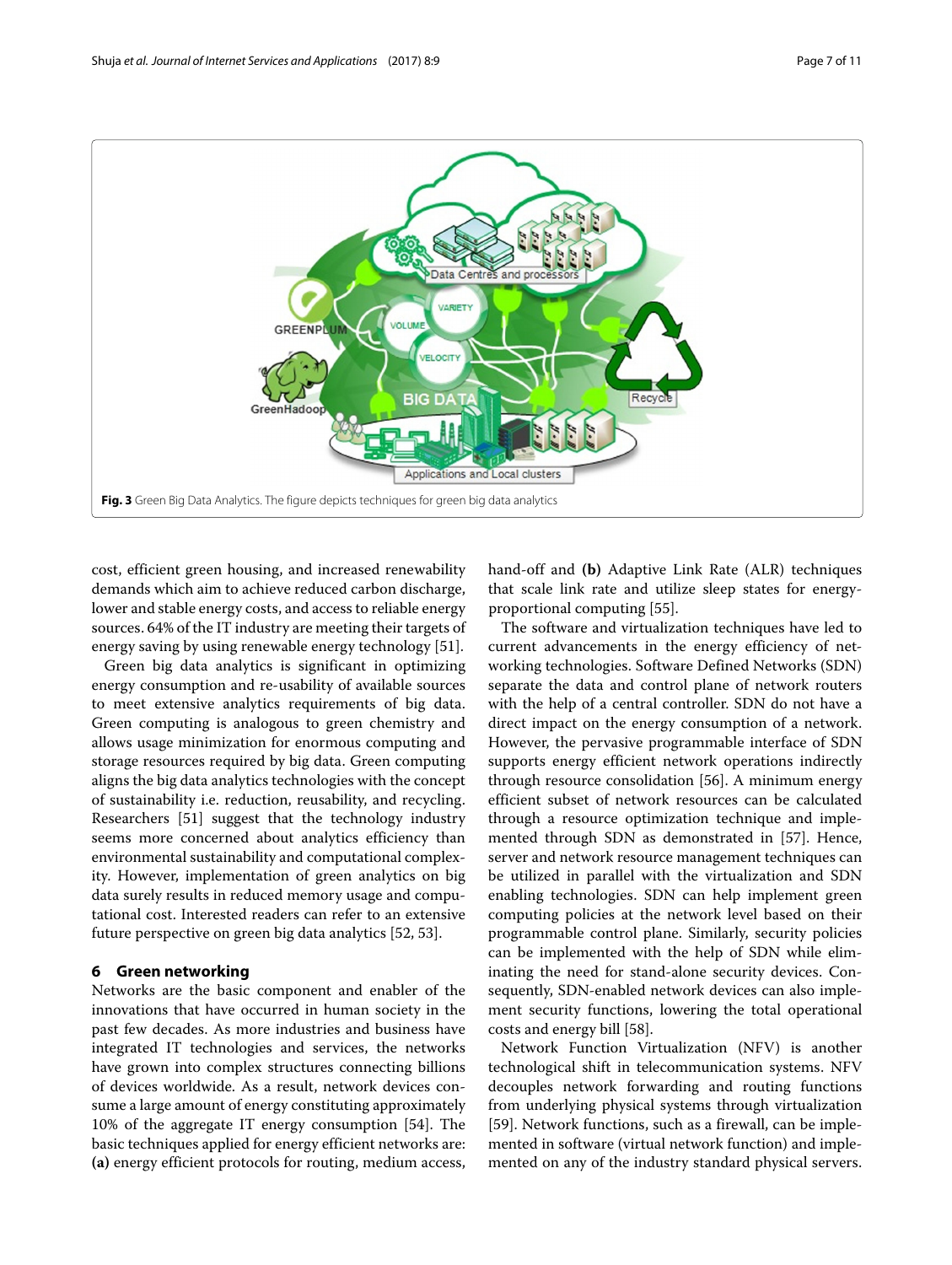Fig. 3 Green Big Data Analytics. The figure depicts techniques for green big data analytics

cost, efficient green housing, and increased renewability demands which aim to achieve reduced carbon discharge, lower and stable energy costs, and access to reliable energy sources. 64% of the IT industry are meeting their targets of energy saving by using renewable energy technology [51].

Green big data analytics is significant in optimizing energy consumption and re-usability of available sources to meet extensive analytics requirements of big data. Green computing is analogous to green chemistry and allows usage minimization for enormous computing and storage resources required by big data. Green computing aligns the big data analytics technologies with the concept of sustainability i.e. reduction, reusability, and recycling. Researchers [51] suggest that the technology industry seems more concerned about analytics efficiency than environmental sustainability and computational complexity. However, implementation of green analytics on big data surely results in reduced memory usage and computational cost. Interested readers can refer to an extensive future perspective on green big data analytics [52, 53].

## 6 Green networking

Networks are the basic component and enabler of the innovations that have occurred in human society in the past few decades. As more industries and business have integrated IT technologies and services, the networks have grown into complex structures connecting billions of devices worldwide. As a result, network devices consume a large amount of energy constituting approximately 10% of the aggregate IT energy consumption [54]. The basic techniques applied for energy efficient networks are: **(a)** energy efficient protocols for routing, medium access, hand-off and **(b)** Adaptive Link Rate (ALR) techniques that scale link rate and utilize sleep states for energy-proportional computing [55].

The software and virtualization techniques have led to current advancements in the energy efficiency of networking technologies. Software Defined Networks (SDN) separate the data and control plane of network routers with the help of a central controller. SDN do not have a direct impact on the energy consumption of a network. However, the pervasive programmable interface of SDN supports energy efficient network operations indirectly through resource consolidation [56]. A minimum energy efficient subset of network resources can be calculated through a resource optimization technique and implemented through SDN as demonstrated in [57]. Hence, server and network resource management techniques can be utilized in parallel with the virtualization and SDN enabling technologies. SDN can help implement green computing policies at the network level based on their programmable control plane. Similarly, security policies can be implemented with the help of SDN while eliminating the need for stand-alone security devices. Consequently, SDN-enabled network devices can also implement security functions, lowering the total operational costs and energy bill [58].

Network Function Virtualization (NFV) is another technological shift in telecommunication systems. NFV decouples network forwarding and routing functions from underlying physical systems through virtualization [59]. Network functions, such as a firewall, can be implemented in software (virtual network function) and implemented on any of the industry standard physical servers.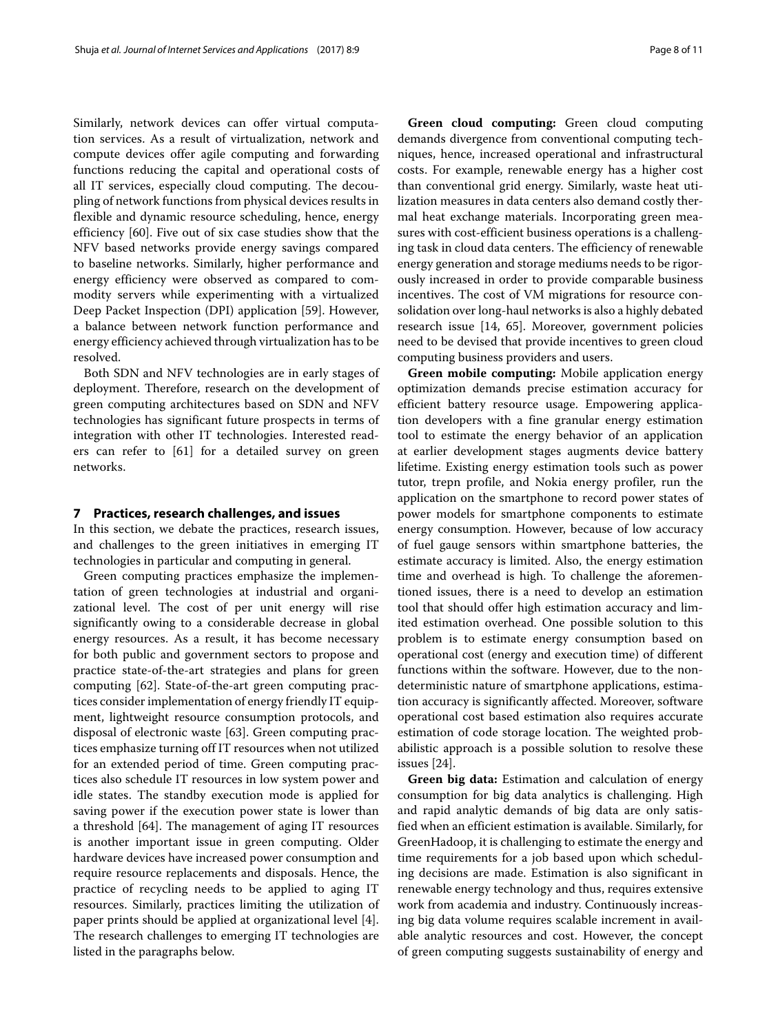Similarly, network devices can offer virtual computation services. As a result of virtualization, network and compute devices offer agile computing and forwarding functions reducing the capital and operational costs of all IT services, especially cloud computing. The decoupling of network functions from physical devices results in flexible and dynamic resource scheduling, hence, energy efficiency [60]. Five out of six case studies show that the NFV based networks provide energy savings compared to baseline networks. Similarly, higher performance and energy efficiency were observed as compared to commodity servers while experimenting with a virtualized Deep Packet Inspection (DPI) application [59]. However, a balance between network function performance and energy efficiency achieved through virtualization has to be resolved.

Both SDN and NFV technologies are in early stages of deployment. Therefore, research on the development of green computing architectures based on SDN and NFV technologies has significant future prospects in terms of integration with other IT technologies. Interested readers can refer to [61] for a detailed survey on green networks.

## 7 Practices, research challenges, and issues

In this section, we debate the practices, research issues, and challenges to the green initiatives in emerging IT technologies in particular and computing in general.

Green computing practices emphasize the implementation of green technologies at industrial and organizational level. The cost of per unit energy will rise significantly owing to a considerable decrease in global energy resources. As a result, it has become necessary for both public and government sectors to propose and practice state-of-the-art strategies and plans for green computing [62]. State-of-the-art green computing practices consider implementation of energy friendly IT equipment, lightweight resource consumption protocols, and disposal of electronic waste [63]. Green computing practices emphasize turning off IT resources when not utilized for an extended period of time. Green computing practices also schedule IT resources in low system power and idle states. The standby execution mode is applied for saving power if the execution power state is lower than a threshold [64]. The management of aging IT resources is another important issue in green computing. Older hardware devices have increased power consumption and require resource replacements and disposals. Hence, the practice of recycling needs to be applied to aging IT resources. Similarly, practices limiting the utilization of paper prints should be applied at organizational level [4]. The research challenges to emerging IT technologies are listed in the paragraphs below.

**Green cloud computing:** Green cloud computing demands divergence from conventional computing techniques, hence, increased operational and infrastructural costs. For example, renewable energy has a higher cost than conventional grid energy. Similarly, waste heat utilization measures in data centers also demand costly thermal heat exchange materials. Incorporating green measures with cost-efficient business operations is a challenging task in cloud data centers. The efficiency of renewable energy generation and storage mediums needs to be rigorously increased in order to provide comparable business incentives. The cost of VM migrations for resource consolidation over long-haul networks is also a highly debated research issue [14, 65]. Moreover, government policies need to be devised that provide incentives to green cloud computing business providers and users.

**Green mobile computing:** Mobile application energy optimization demands precise estimation accuracy for efficient battery resource usage. Empowering application developers with a fine granular energy estimation tool to estimate the energy behavior of an application at earlier development stages augments device battery lifetime. Existing energy estimation tools such as power tutor, trepn profile, and Nokia energy profiler, run the application on the smartphone to record power states of power models for smartphone components to estimate energy consumption. However, because of low accuracy of fuel gauge sensors within smartphone batteries, the estimate accuracy is limited. Also, the energy estimation time and overhead is high. To challenge the aforementioned issues, there is a need to develop an estimation tool that should offer high estimation accuracy and limited estimation overhead. One possible solution to this problem is to estimate energy consumption based on operational cost (energy and execution time) of different functions within the software. However, due to the nondeterministic nature of smartphone applications, estimation accuracy is significantly affected. Moreover, software operational cost based estimation also requires accurate estimation of code storage location. The weighted probabilistic approach is a possible solution to resolve these issues [24].

**Green big data:** Estimation and calculation of energy consumption for big data analytics is challenging. High and rapid analytic demands of big data are only satisfied when an efficient estimation is available. Similarly, for GreenHadoop, it is challenging to estimate the energy and time requirements for a job based upon which scheduling decisions are made. Estimation is also significant in renewable energy technology and thus, requires extensive work from academia and industry. Continuously increasing big data volume requires scalable increment in available analytic resources and cost. However, the concept of green computing suggests sustainability of energy and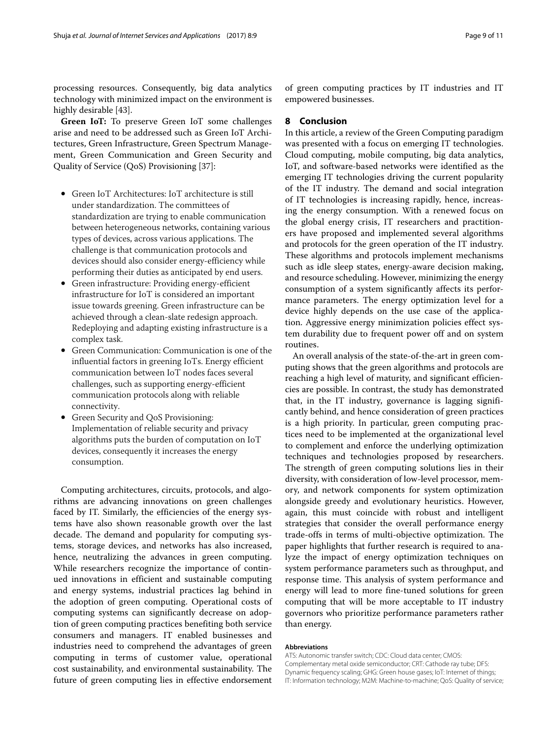processing resources. Consequently, big data analytics technology with minimized impact on the environment is highly desirable [43].

**Green IoT:** To preserve Green IoT some challenges arise and need to be addressed such as Green IoT Architectures, Green Infrastructure, Green Spectrum Management, Green Communication and Green Security and Quality of Service (QoS) Provisioning [37]:

- Green IoT Architectures: IoT architecture is still under standardization. The committees of standardization are trying to enable communication between heterogeneous networks, containing various types of devices, across various applications. The challenge is that communication protocols and devices should also consider energy-efficiency while performing their duties as anticipated by end users.
- Green infrastructure: Providing energy-efficient infrastructure for IoT is considered an important issue towards greening. Green infrastructure can be achieved through a clean-slate redesign approach. Redeploying and adapting existing infrastructure is a complex task.
- Green Communication: Communication is one of the influential factors in greening IoTs. Energy efficient communication between IoT nodes faces several challenges, such as supporting energy-efficient communication protocols along with reliable connectivity.
- Green Security and QoS Provisioning: Implementation of reliable security and privacy algorithms puts the burden of computation on IoT devices, consequently it increases the energy consumption.

Computing architectures, circuits, protocols, and algorithms are advancing innovations on green challenges faced by IT. Similarly, the efficiencies of the energy systems have also shown reasonable growth over the last decade. The demand and popularity for computing systems, storage devices, and networks has also increased, hence, neutralizing the advances in green computing. While researchers recognize the importance of continued innovations in efficient and sustainable computing and energy systems, industrial practices lag behind in the adoption of green computing. Operational costs of computing systems can significantly decrease on adoption of green computing practices benefiting both service consumers and managers. IT enabled businesses and industries need to comprehend the advantages of green computing in terms of customer value, operational cost sustainability, and environmental sustainability. The future of green computing lies in effective endorsement of green computing practices by IT industries and IT empowered businesses.

## 8 Conclusion

In this article, a review of the Green Computing paradigm was presented with a focus on emerging IT technologies. Cloud computing, mobile computing, big data analytics, IoT, and software-based networks were identified as the emerging IT technologies driving the current popularity of the IT industry. The demand and social integration of IT technologies is increasing rapidly, hence, increasing the energy consumption. With a renewed focus on the global energy crisis, IT researchers and practitioners have proposed and implemented several algorithms and protocols for the green operation of the IT industry. These algorithms and protocols implement mechanisms such as idle sleep states, energy-aware decision making, and resource scheduling. However, minimizing the energy consumption of a system significantly affects its performance parameters. The energy optimization level for a device highly depends on the use case of the application. Aggressive energy minimization policies effect system durability due to frequent power off and on system routines.

An overall analysis of the state-of-the-art in green computing shows that the green algorithms and protocols are reaching a high level of maturity, and significant efficiencies are possible. In contrast, the study has demonstrated that, in the IT industry, governance is lagging significantly behind, and hence consideration of green practices is a high priority. In particular, green computing practices need to be implemented at the organizational level to complement and enforce the underlying optimization techniques and technologies proposed by researchers. The strength of green computing solutions lies in their diversity, with consideration of low-level processor, memory, and network components for system optimization alongside greedy and evolutionary heuristics. However, again, this must coincide with robust and intelligent strategies that consider the overall performance energy trade-offs in terms of multi-objective optimization. The paper highlights that further research is required to analyze the impact of energy optimization techniques on system performance parameters such as throughput, and response time. This analysis of system performance and energy will lead to more fine-tuned solutions for green computing that will be more acceptable to IT industry governors who prioritize performance parameters rather than energy.

#### Abbreviations

ATS: Autonomic transfer switch; CDC: Cloud data center; CMOS: Complementary metal oxide semiconductor; CRT: Cathode ray tube; DFS: Dynamic frequency scaling; GHG: Green house gases; IoT: Internet of things; IT: Information technology; M2M: Machine-to-machine; QoS: Quality of service;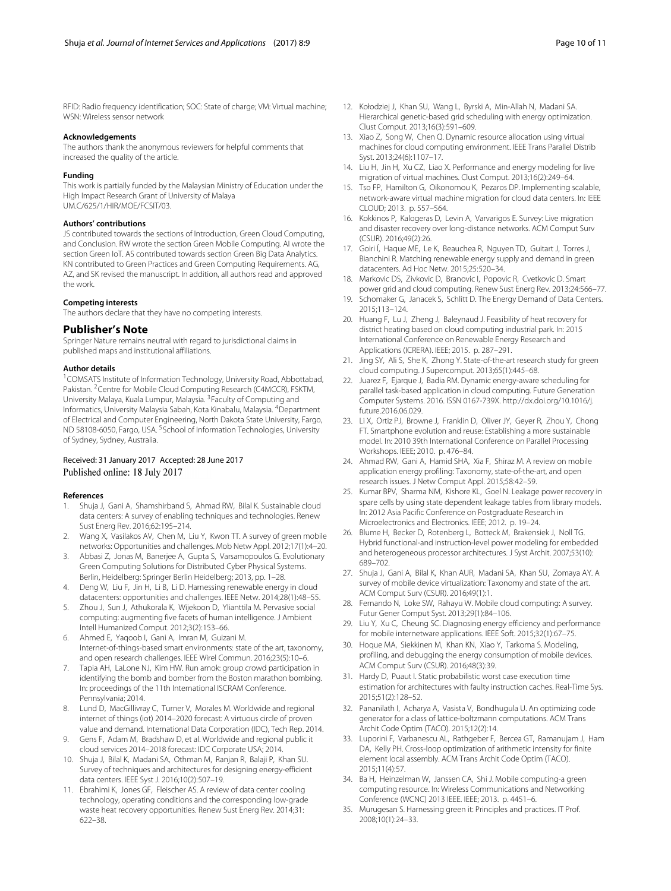RFID: Radio frequency identification; SOC: State of charge; VM: Virtual machine; WSN: Wireless sensor network

#### Acknowledgements

The authors thank the anonymous reviewers for helpful comments that increased the quality of the article.

#### Funding

This work is partially funded by the Malaysian Ministry of Education under the High Impact Research Grant of University of Malaya UM.C/625/1/HIR/MOE/FCSIT/03.

#### Authors' contributions

JS contributed towards the sections of Introduction, Green Cloud Computing, and Conclusion. RW wrote the section Green Mobile Computing. AI wrote the section Green IoT. AS contributed towards section Green Big Data Analytics. KN contributed to Green Practices and Green Computing Requirements. AG, AZ, and SK revised the manuscript. In addition, all authors read and approved the work.

#### Competing interests

The authors declare that they have no competing interests.

## Publisher's Note

Springer Nature remains neutral with regard to jurisdictional claims in published maps and institutional affiliations.

#### Author details

[1]COMSATS Institute of Information Technology, University Road, Abbottabad, Pakistan. [2]Centre for Mobile Cloud Computing Research (C4MCCR), FSKTM, University Malaya, Kuala Lumpur, Malaysia. [3]Faculty of Computing and Informatics, University Malaysia Sabah, Kota Kinabalu, Malaysia. [4]Department of Electrical and Computer Engineering, North Dakota State University, Fargo, ND 58108-6050, Fargo, USA. [5]School of Information Technologies, University of Sydney, Sydney, Australia.

Received: 31 January 2017 Accepted: 28 June 2017
Published online: 18 July 2017

#### References

1. Shuja J, Gani A, Shamshirband S, Ahmad RW, Bilal K. Sustainable cloud data centers: A survey of enabling techniques and technologies. Renew Sust Energ Rev. 2016;62:195–214.
2. Wang X, Vasilakos AV, Chen M, Liu Y, Kwon TT. A survey of green mobile networks: Opportunities and challenges. Mob Netw Appl. 2012;17(1):4–20.
3. Abbasi Z, Jonas M, Banerjee A, Gupta S, Varsamopoulos G. Evolutionary Green Computing Solutions for Distributed Cyber Physical Systems. Berlin, Heidelberg: Springer Berlin Heidelberg; 2013, pp. 1–28.
4. Deng W, Liu F, Jin H, Li B, Li D. Harnessing renewable energy in cloud datacenters: opportunities and challenges. IEEE Netw. 2014;28(1):48–55.
5. Zhou J, Sun J, Athukorala K, Wijekoon D, Ylianttila M. Pervasive social computing: augmenting five facets of human intelligence. J Ambient Intell Humanized Comput. 2012;3(2):153–66.
6. Ahmed E, Yaqoob I, Gani A, Imran M, Guizani M. Internet-of-things-based smart environments: state of the art, taxonomy, and open research challenges. IEEE Wirel Commun. 2016;23(5):10–6.
7. Tapia AH, LaLone NJ, Kim HW. Run amok: group crowd participation in identifying the bomb and bomber from the Boston marathon bombing. In: proceedings of the 11th International ISCRAM Conference. Pennsylvania; 2014.
8. Lund D, MacGillivray C, Turner V, Morales M. Worldwide and regional internet of things (iot) 2014–2020 forecast: A virtuous circle of proven value and demand. International Data Corporation (IDC), Tech Rep. 2014.
9. Gens F, Adam M, Bradshaw D, et al. Worldwide and regional public it cloud services 2014–2018 forecast: IDC Corporate USA; 2014.
10. Shuja J, Bilal K, Madani SA, Othman M, Ranjan R, Balaji P, Khan SU. Survey of techniques and architectures for designing energy-efficient data centers. IEEE Syst J. 2016;10(2):507–19.
11. Ebrahimi K, Jones GF, Fleischer AS. A review of data center cooling technology, operating conditions and the corresponding low-grade waste heat recovery opportunities. Renew Sust Energ Rev. 2014;31: 622–38.
12. Kołodziej J, Khan SU, Wang L, Byrski A, Min-Allah N, Madani SA. Hierarchical genetic-based grid scheduling with energy optimization. Clust Comput. 2013;16(3):591–609.
13. Xiao Z, Song W, Chen Q. Dynamic resource allocation using virtual machines for cloud computing environment. IEEE Trans Parallel Distrib Syst. 2013;24(6):1107–17.
14. Liu H, Jin H, Xu CZ, Liao X. Performance and energy modeling for live migration of virtual machines. Clust Comput. 2013;16(2):249–64.
15. Tso FP, Hamilton G, Oikonomou K, Pezaros DP. Implementing scalable, network-aware virtual machine migration for cloud data centers. In: IEEE CLOUD; 2013. p. 557–564.
16. Kokkinos P, Kalogeras D, Levin A, Varvarigos E. Survey: Live migration and disaster recovery over long-distance networks. ACM Comput Surv (CSUR). 2016;49(2):26.
17. Goiri Í, Haque ME, Le K, Beauchea R, Nguyen TD, Guitart J, Torres J, Bianchini R. Matching renewable energy supply and demand in green datacenters. Ad Hoc Netw. 2015;25:520–34.
18. Markovic DS, Zivkovic D, Branovic I, Popovic R, Cvetkovic D. Smart power grid and cloud computing. Renew Sust Energ Rev. 2013;24:566–77.
19. Schomaker G, Janacek S, Schlitt D. The Energy Demand of Data Centers. 2015;113–124.
20. Huang F, Lu J, Zheng J, Baleynaud J. Feasibility of heat recovery for district heating based on cloud computing industrial park. In: 2015 International Conference on Renewable Energy Research and Applications (ICRERA). IEEE; 2015. p. 287–291.
21. Jing SY, Ali S, She K, Zhong Y. State-of-the-art research study for green cloud computing. J Supercomput. 2013;65(1):445–68.
22. Juarez F, Ejarque J, Badia RM. Dynamic energy-aware scheduling for parallel task-based application in cloud computing. Future Generation Computer Systems. 2016. ISSN 0167-739X. http://dx.doi.org/10.1016/j.future.2016.06.029.
23. Li X, Ortiz PJ, Browne J, Franklin D, Oliver JY, Geyer R, Zhou Y, Chong FT. Smartphone evolution and reuse: Establishing a more sustainable model. In: 2010 39th International Conference on Parallel Processing Workshops. IEEE; 2010. p. 476–84.
24. Ahmad RW, Gani A, Hamid SHA, Xia F, Shiraz M. A review on mobile application energy profiling: Taxonomy, state-of-the-art, and open research issues. J Netw Comput Appl. 2015;58:42–59.
25. Kumar BPV, Sharma NM, Kishore KL, Goel N. Leakage power recovery in spare cells by using state dependent leakage tables from library models. In: 2012 Asia Pacific Conference on Postgraduate Research in Microelectronics and Electronics. IEEE; 2012. p. 19–24.
26. Blume H, Becker D, Rotenberg L, Botteck M, Brakensiek J, Noll TG. Hybrid functional-and instruction-level power modeling for embedded and heterogeneous processor architectures. J Syst Archit. 2007;53(10): 689–702.
27. Shuja J, Gani A, Bilal K, Khan AUR, Madani SA, Khan SU, Zomaya AY. A survey of mobile device virtualization: Taxonomy and state of the art. ACM Comput Surv (CSUR). 2016;49(1):1.
28. Fernando N, Loke SW, Rahayu W. Mobile cloud computing: A survey. Futur Gener Comput Syst. 2013;29(1):84–106.
29. Liu Y, Xu C, Cheung SC. Diagnosing energy efficiency and performance for mobile internetware applications. IEEE Soft. 2015;32(1):67–75.
30. Hoque MA, Siekkinen M, Khan KN, Xiao Y, Tarkoma S. Modeling, profiling, and debugging the energy consumption of mobile devices. ACM Comput Surv (CSUR). 2016;48(3):39.
31. Hardy D, Puaut I. Static probabilistic worst case execution time estimation for architectures with faulty instruction caches. Real-Time Sys. 2015;51(2):128–52.
32. Pananilath I, Acharya A, Vasista V, Bondhugula U. An optimizing code generator for a class of lattice-boltzmann computations. ACM Trans Archit Code Optim (TACO). 2015;12(2):14.
33. Luporini F, Varbanescu AL, Rathgeber F, Bercea GT, Ramanujam J, Ham DA, Kelly PH. Cross-loop optimization of arithmetic intensity for finite element local assembly. ACM Trans Archit Code Optim (TACO). 2015;11(4):57.
34. Ba H, Heinzelman W, Janssen CA, Shi J. Mobile computing-a green computing resource. In: Wireless Communications and Networking Conference (WCNC) 2013 IEEE. IEEE; 2013. p. 4451–6.
35. Murugesan S. Harnessing green it: Principles and practices. IT Prof. 2008;10(1):24–33.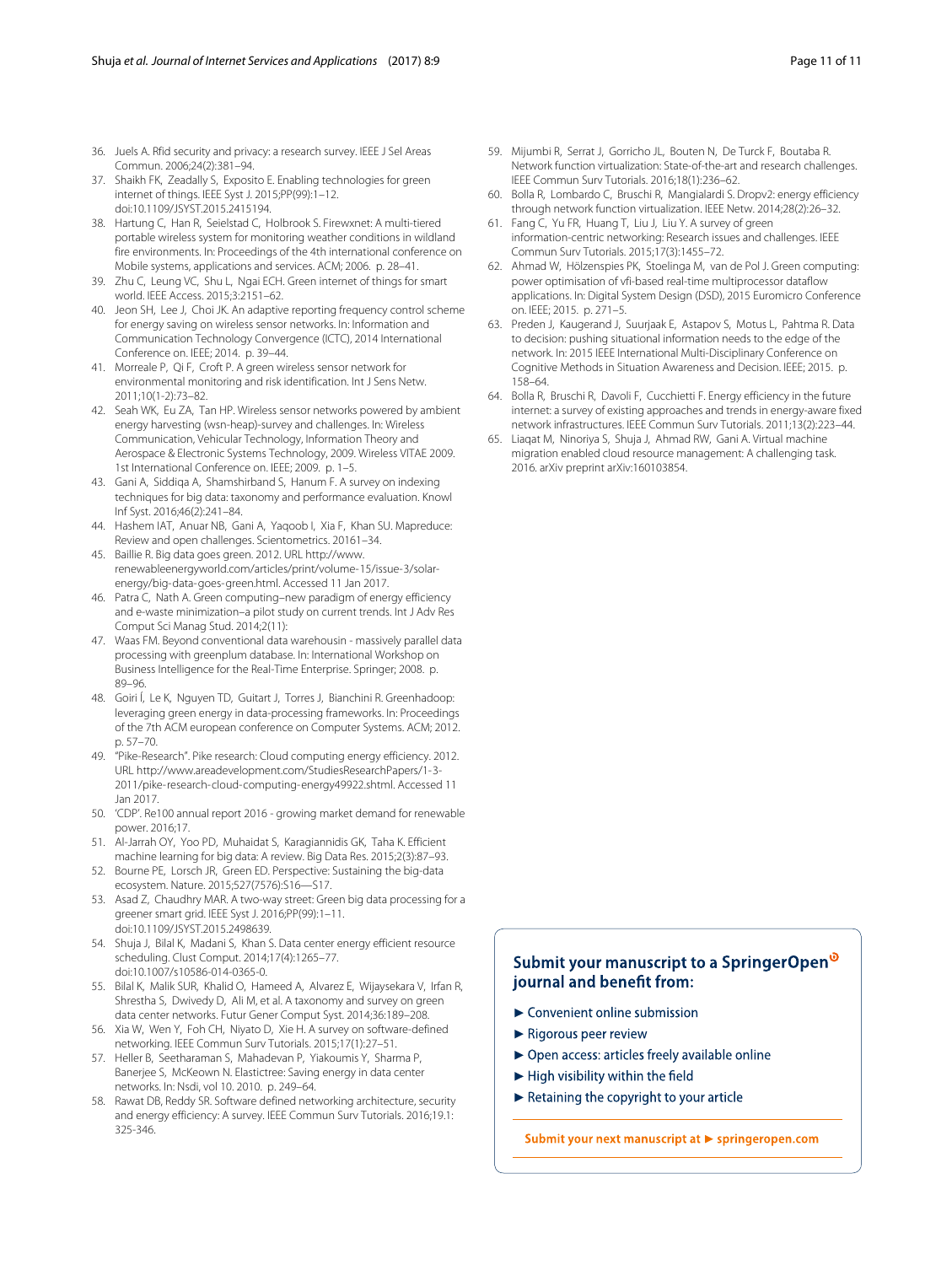36. Juels A. Rfid security and privacy: a research survey. IEEE J Sel Areas Commun. 2006;24(2):381–94.
37. Shaikh FK, Zeadally S, Exposito E. Enabling technologies for green internet of things. IEEE Syst J. 2015;PP(99):1–12. doi:10.1109/JSYST.2015.2415194.
38. Hartung C, Han R, Seielstad C, Holbrook S. Firewxnet: A multi-tiered portable wireless system for monitoring weather conditions in wildland fire environments. In: Proceedings of the 4th international conference on Mobile systems, applications and services. ACM; 2006. p. 28–41.
39. Zhu C, Leung VC, Shu L, Ngai ECH. Green internet of things for smart world. IEEE Access. 2015;3:2151–62.
40. Jeon SH, Lee J, Choi JK. An adaptive reporting frequency control scheme for energy saving on wireless sensor networks. In: Information and Communication Technology Convergence (ICTC), 2014 International Conference on. IEEE; 2014. p. 39–44.
41. Morreale P, Qi F, Croft P. A green wireless sensor network for environmental monitoring and risk identification. Int J Sens Netw. 2011;10(1-2):73–82.
42. Seah WK, Eu ZA, Tan HP. Wireless sensor networks powered by ambient energy harvesting (wsn-heap)-survey and challenges. In: Wireless Communication, Vehicular Technology, Information Theory and Aerospace & Electronic Systems Technology, 2009. Wireless VITAE 2009. 1st International Conference on. IEEE; 2009. p. 1–5.
43. Gani A, Siddiqa A, Shamshirband S, Hanum F. A survey on indexing techniques for big data: taxonomy and performance evaluation. Knowl Inf Syst. 2016;46(2):241–84.
44. Hashem IAT, Anuar NB, Gani A, Yaqoob I, Xia F, Khan SU. Mapreduce: Review and open challenges. Scientometrics. 20161–34.
45. Baillie R. Big data goes green. 2012. URL http://www.renewableenergyworld.com/articles/print/volume-15/issue-3/solar-energy/big-data-goes-green.html. Accessed 11 Jan 2017.
46. Patra C, Nath A. Green computing–new paradigm of energy efficiency and e-waste minimization–a pilot study on current trends. Int J Adv Res Comput Sci Manag Stud. 2014;2(11):
47. Waas FM. Beyond conventional data warehousin - massively parallel data processing with greenplum database. In: International Workshop on Business Intelligence for the Real-Time Enterprise. Springer; 2008. p. 89–96.
48. Goiri Í, Le K, Nguyen TD, Guitart J, Torres J, Bianchini R. Greenhadoop: leveraging green energy in data-processing frameworks. In: Proceedings of the 7th ACM european conference on Computer Systems. ACM; 2012. p. 57–70.
49. "Pike-Research". Pike research: Cloud computing energy efficiency. 2012. URL http://www.areadevelopment.com/StudiesResearchPapers/1-3-2011/pike-research-cloud-computing-energy49922.shtml. Accessed 11 Jan 2017.
50. 'CDP'. Re100 annual report 2016 - growing market demand for renewable power. 2016;17.
51. Al-Jarrah OY, Yoo PD, Muhaidat S, Karagiannidis GK, Taha K. Efficient machine learning for big data: A review. Big Data Res. 2015;2(3):87–93.
52. Bourne PE, Lorsch JR, Green ED. Perspective: Sustaining the big-data ecosystem. Nature. 2015;527(7576):S16—S17.
53. Asad Z, Chaudhry MAR. A two-way street: Green big data processing for a greener smart grid. IEEE Syst J. 2016;PP(99):1–11. doi:10.1109/JSYST.2015.2498639.
54. Shuja J, Bilal K, Madani S, Khan S. Data center energy efficient resource scheduling. Clust Comput. 2014;17(4):1265–77. doi:10.1007/s10586-014-0365-0.
55. Bilal K, Malik SUR, Khalid O, Hameed A, Alvarez E, Wijaysekara V, Irfan R, Shrestha S, Dwivedy D, Ali M, et al. A taxonomy and survey on green data center networks. Futur Gener Comput Syst. 2014;36:189–208.
56. Xia W, Wen Y, Foh CH, Niyato D, Xie H. A survey on software-defined networking. IEEE Commun Surv Tutorials. 2015;17(1):27–51.
57. Heller B, Seetharaman S, Mahadevan P, Yiakoumis Y, Sharma P, Banerjee S, McKeown N. Elastictree: Saving energy in data center networks. In: Nsdi, vol 10. 2010. p. 249–64.
58. Rawat DB, Reddy SR. Software defined networking architecture, security and energy efficiency: A survey. IEEE Commun Surv Tutorials. 2016;19.1: 325-346.
59. Mijumbi R, Serrat J, Gorricho JL, Bouten N, De Turck F, Boutaba R. Network function virtualization: State-of-the-art and research challenges. IEEE Commun Surv Tutorials. 2016;18(1):236–62.
60. Bolla R, Lombardo C, Bruschi R, Mangialardi S. Dropv2: energy efficiency through network function virtualization. IEEE Netw. 2014;28(2):26–32.
61. Fang C, Yu FR, Huang T, Liu J, Liu Y. A survey of green information-centric networking: Research issues and challenges. IEEE Commun Surv Tutorials. 2015;17(3):1455–72.
62. Ahmad W, Hölzenspies PK, Stoelinga M, van de Pol J. Green computing: power optimisation of vfi-based real-time multiprocessor dataflow applications. In: Digital System Design (DSD), 2015 Euromicro Conference on. IEEE; 2015. p. 271–5.
63. Preden J, Kaugerand J, Suurjaak E, Astapov S, Motus L, Pahtma R. Data to decision: pushing situational information needs to the edge of the network. In: 2015 IEEE International Multi-Disciplinary Conference on Cognitive Methods in Situation Awareness and Decision. IEEE; 2015. p. 158–64.
64. Bolla R, Bruschi R, Davoli F, Cucchietti F. Energy efficiency in the future internet: a survey of existing approaches and trends in energy-aware fixed network infrastructures. IEEE Commun Surv Tutorials. 2011;13(2):223–44.
65. Liaqat M, Ninoriya S, Shuja J, Ahmad RW, Gani A. Virtual machine migration enabled cloud resource management: A challenging task. 2016. arXiv preprint arXiv:160103854.

**Submit your manuscript to a SpringerOpen journal and benefit from:**

- ► Convenient online submission
- ► Rigorous peer review
- ► Open access: articles freely available online
- ► High visibility within the field
- ► Retaining the copyright to your article

**Submit your next manuscript at ► springeropen.com**